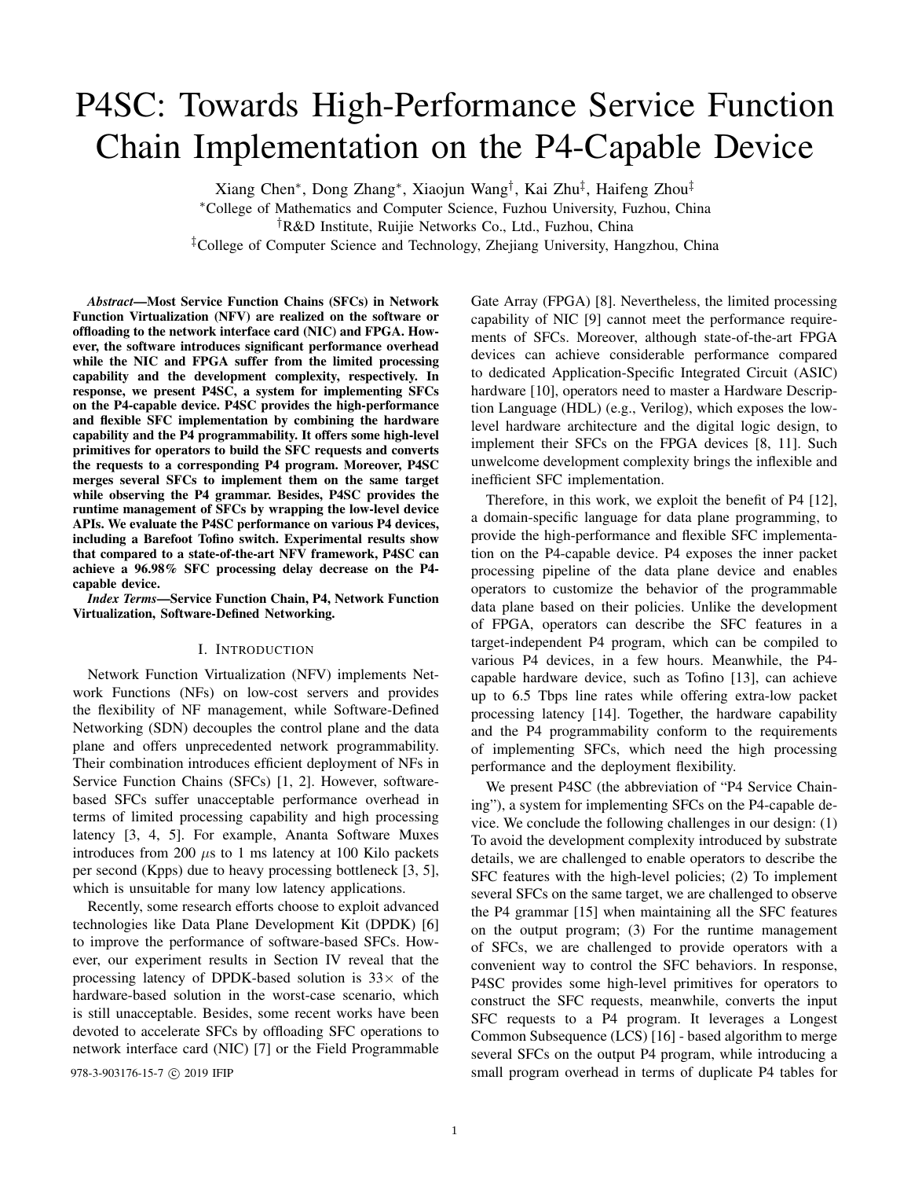# P4SC: Towards High-Performance Service Function Chain Implementation on the P4-Capable Device

Xiang Chen*, Dong Zhang*, Xiaojun Wang†, Kai Zhu‡, Haifeng Zhou‡

*College of Mathematics and Computer Science, Fuzhou University, Fuzhou, China

†R&D Institute, Ruijie Networks Co., Ltd., Fuzhou, China

‡College of Computer Science and Technology, Zhejiang University, Hangzhou, China

***Abstract*—Most Service Function Chains (SFCs) in Network Function Virtualization (NFV) are realized on the software or offloading to the network interface card (NIC) and FPGA. However, the software introduces significant performance overhead while the NIC and FPGA suffer from the limited processing capability and the development complexity, respectively. In response, we present P4SC, a system for implementing SFCs on the P4-capable device. P4SC provides the high-performance and flexible SFC implementation by combining the hardware capability and the P4 programmability. It offers some high-level primitives for operators to build the SFC requests and converts the requests to a corresponding P4 program. Moreover, P4SC merges several SFCs to implement them on the same target while observing the P4 grammar. Besides, P4SC provides the runtime management of SFCs by wrapping the low-level device APIs. We evaluate the P4SC performance on various P4 devices, including a Barefoot Tofino switch. Experimental results show that compared to a state-of-the-art NFV framework, P4SC can achieve a 96.98% SFC processing delay decrease on the P4-capable device.**

***Index Terms*—Service Function Chain, P4, Network Function Virtualization, Software-Defined Networking.**

## I. Introduction

Network Function Virtualization (NFV) implements Network Functions (NFs) on low-cost servers and provides the flexibility of NF management, while Software-Defined Networking (SDN) decouples the control plane and the data plane and offers unprecedented network programmability. Their combination introduces efficient deployment of NFs in Service Function Chains (SFCs) [1, 2]. However, software-based SFCs suffer unacceptable performance overhead in terms of limited processing capability and high processing latency [3, 4, 5]. For example, Ananta Software Muxes introduces from 200 $\mu$s to 1 ms latency at 100 Kilo packets per second (Kpps) due to heavy processing bottleneck [3, 5], which is unsuitable for many low latency applications.

Recently, some research efforts choose to exploit advanced technologies like Data Plane Development Kit (DPDK) [6] to improve the performance of software-based SFCs. However, our experiment results in Section IV reveal that the processing latency of DPDK-based solution is 33× of the hardware-based solution in the worst-case scenario, which is still unacceptable. Besides, some recent works have been devoted to accelerate SFCs by offloading SFC operations to network interface card (NIC) [7] or the Field Programmable Gate Array (FPGA) [8]. Nevertheless, the limited processing capability of NIC [9] cannot meet the performance requirements of SFCs. Moreover, although state-of-the-art FPGA devices can achieve considerable performance compared to dedicated Application-Specific Integrated Circuit (ASIC) hardware [10], operators need to master a Hardware Description Language (HDL) (e.g., Verilog), which exposes the low-level hardware architecture and the digital logic design, to implement their SFCs on the FPGA devices [8, 11]. Such unwelcome development complexity brings the inflexible and inefficient SFC implementation.

Therefore, in this work, we exploit the benefit of P4 [12], a domain-specific language for data plane programming, to provide the high-performance and flexible SFC implementation on the P4-capable device. P4 exposes the inner packet processing pipeline of the data plane device and enables operators to customize the behavior of the programmable data plane based on their policies. Unlike the development of FPGA, operators can describe the SFC features in a target-independent P4 program, which can be compiled to various P4 devices, in a few hours. Meanwhile, the P4-capable hardware device, such as Tofino [13], can achieve up to 6.5 Tbps line rates while offering extra-low packet processing latency [14]. Together, the hardware capability and the P4 programmability conform to the requirements of implementing SFCs, which need the high processing performance and the deployment flexibility.

We present P4SC (the abbreviation of "P4 Service Chaining"), a system for implementing SFCs on the P4-capable device. We conclude the following challenges in our design: (1) To avoid the development complexity introduced by substrate details, we are challenged to enable operators to describe the SFC features with the high-level policies; (2) To implement several SFCs on the same target, we are challenged to observe the P4 grammar [15] when maintaining all the SFC features on the output program; (3) For the runtime management of SFCs, we are challenged to provide operators with a convenient way to control the SFC behaviors. In response, P4SC provides some high-level primitives for operators to construct the SFC requests, meanwhile, converts the input SFC requests to a P4 program. It leverages a Longest Common Subsequence (LCS) [16] - based algorithm to merge several SFCs on the output P4 program, while introducing a small program overhead in terms of duplicate P4 tables for

978-3-903176-15-7 © 2019 IFIP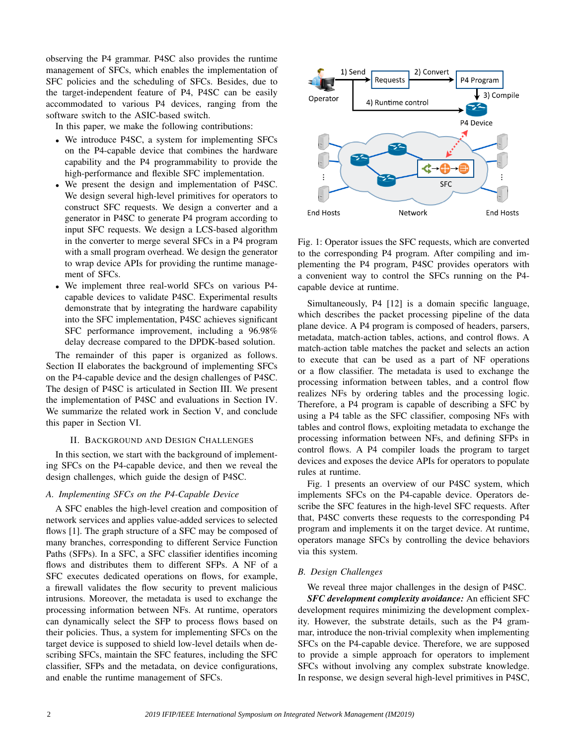observing the P4 grammar. P4SC also provides the runtime management of SFCs, which enables the implementation of SFC policies and the scheduling of SFCs. Besides, due to the target-independent feature of P4, P4SC can be easily accommodated to various P4 devices, ranging from the software switch to the ASIC-based switch.

In this paper, we make the following contributions:

- We introduce P4SC, a system for implementing SFCs on the P4-capable device that combines the hardware capability and the P4 programmability to provide the high-performance and flexible SFC implementation.
- We present the design and implementation of P4SC. We design several high-level primitives for operators to construct SFC requests. We design a converter and a generator in P4SC to generate P4 program according to input SFC requests. We design a LCS-based algorithm in the converter to merge several SFCs in a P4 program with a small program overhead. We design the generator to wrap device APIs for providing the runtime management of SFCs.
- We implement three real-world SFCs on various P4-capable devices to validate P4SC. Experimental results demonstrate that by integrating the hardware capability into the SFC implementation, P4SC achieves significant SFC performance improvement, including a 96.98% delay decrease compared to the DPDK-based solution.

The remainder of this paper is organized as follows. Section II elaborates the background of implementing SFCs on the P4-capable device and the design challenges of P4SC. The design of P4SC is articulated in Section III. We present the implementation of P4SC and evaluations in Section IV. We summarize the related work in Section V, and conclude this paper in Section VI.

## II. Background and Design Challenges

In this section, we start with the background of implementing SFCs on the P4-capable device, and then we reveal the design challenges, which guide the design of P4SC.

### A. Implementing SFCs on the P4-Capable Device

A SFC enables the high-level creation and composition of network services and applies value-added services to selected flows [1]. The graph structure of a SFC may be composed of many branches, corresponding to different Service Function Paths (SFPs). In a SFC, a SFC classifier identifies incoming flows and distributes them to different SFPs. A NF of a SFC executes dedicated operations on flows, for example, a firewall validates the flow security to prevent malicious intrusions. Moreover, the metadata is used to exchange the processing information between NFs. At runtime, operators can dynamically select the SFP to process flows based on their policies. Thus, a system for implementing SFCs on the target device is supposed to shield low-level details when describing SFCs, maintain the SFC features, including the SFC classifier, SFPs and the metadata, on device configurations, and enable the runtime management of SFCs.

Fig. 1: Operator issues the SFC requests, which are converted to the corresponding P4 program. After compiling and implementing the P4 program, P4SC provides operators with a convenient way to control the SFCs running on the P4-capable device at runtime.

Simultaneously, P4 [12] is a domain specific language, which describes the packet processing pipeline of the data plane device. A P4 program is composed of headers, parsers, metadata, match-action tables, actions, and control flows. A match-action table matches the packet and selects an action to execute that can be used as a part of NF operations or a flow classifier. The metadata is used to exchange the processing information between tables, and a control flow realizes NFs by ordering tables and the processing logic. Therefore, a P4 program is capable of describing a SFC by using a P4 table as the SFC classifier, composing NFs with tables and control flows, exploiting metadata to exchange the processing information between NFs, and defining SFPs in control flows. A P4 compiler loads the program to target devices and exposes the device APIs for operators to populate rules at runtime.

Fig. 1 presents an overview of our P4SC system, which implements SFCs on the P4-capable device. Operators describe the SFC features in the high-level SFC requests. After that, P4SC converts these requests to the corresponding P4 program and implements it on the target device. At runtime, operators manage SFCs by controlling the device behaviors via this system.

### B. Design Challenges

We reveal three major challenges in the design of P4SC.

***SFC development complexity avoidance:*** An efficient SFC development requires minimizing the development complexity. However, the substrate details, such as the P4 grammar, introduce the non-trivial complexity when implementing SFCs on the P4-capable device. Therefore, we are supposed to provide a simple approach for operators to implement SFCs without involving any complex substrate knowledge. In response, we design several high-level primitives in P4SC,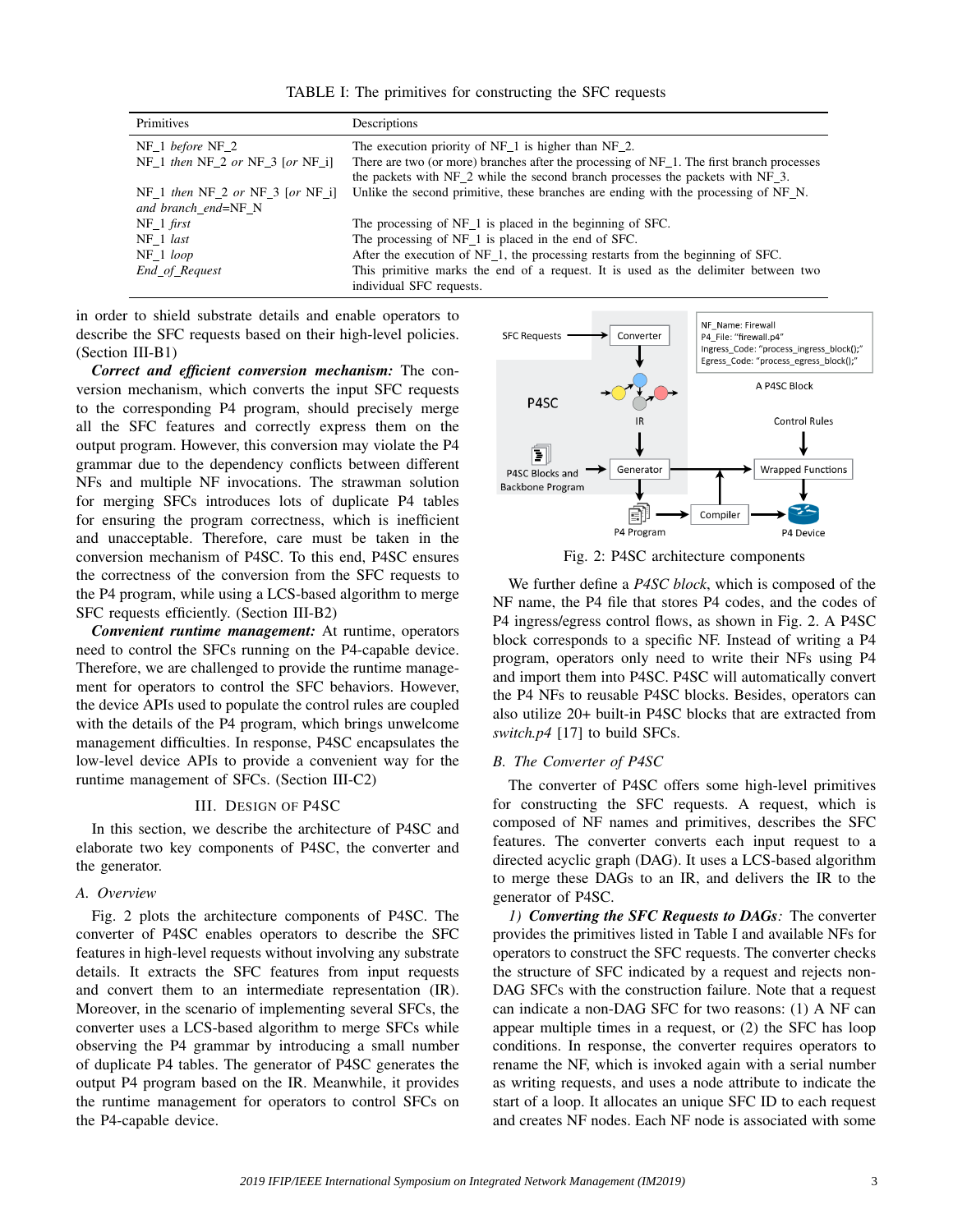TABLE I: The primitives for constructing the SFC requests

| Primitives | Descriptions |
|---|---|
| NF_1 *before* NF_2 | The execution priority of NF_1 is higher than NF_2. |
| NF_1 *then* NF_2 *or* NF_3 [*or* NF_i] | There are two (or more) branches after the processing of NF_1. The first branch processes the packets with NF_2 while the second branch processes the packets with NF_3. |
| NF_1 *then* NF_2 *or* NF_3 [*or* NF_i] *and branch_end*=NF_N | Unlike the second primitive, these branches are ending with the processing of NF_N. |
| NF_1 *first* | The processing of NF_1 is placed in the beginning of SFC. |
| NF_1 *last* | The processing of NF_1 is placed in the end of SFC. |
| NF_1 *loop* | After the execution of NF_1, the processing restarts from the beginning of SFC. |
| *End_of_Request* | This primitive marks the end of a request. It is used as the delimiter between two individual SFC requests. |

in order to shield substrate details and enable operators to describe the SFC requests based on their high-level policies. (Section III-B1)

***Correct and efficient conversion mechanism:*** The conversion mechanism, which converts the input SFC requests to the corresponding P4 program, should precisely merge all the SFC features and correctly express them on the output program. However, this conversion may violate the P4 grammar due to the dependency conflicts between different NFs and multiple NF invocations. The strawman solution for merging SFCs introduces lots of duplicate P4 tables for ensuring the program correctness, which is inefficient and unacceptable. Therefore, care must be taken in the conversion mechanism of P4SC. To this end, P4SC ensures the correctness of the conversion from the SFC requests to the P4 program, while using a LCS-based algorithm to merge SFC requests efficiently. (Section III-B2)

***Convenient runtime management:*** At runtime, operators need to control the SFCs running on the P4-capable device. Therefore, we are challenged to provide the runtime management for operators to control the SFC behaviors. However, the device APIs used to populate the control rules are coupled with the details of the P4 program, which brings unwelcome management difficulties. In response, P4SC encapsulates the low-level device APIs to provide a convenient way for the runtime management of SFCs. (Section III-C2)

## III. Design of P4SC

In this section, we describe the architecture of P4SC and elaborate two key components of P4SC, the converter and the generator.

### A. Overview

Fig. 2 plots the architecture components of P4SC. The converter of P4SC enables operators to describe the SFC features in high-level requests without involving any substrate details. It extracts the SFC features from input requests and convert them to an intermediate representation (IR). Moreover, in the scenario of implementing several SFCs, the converter uses a LCS-based algorithm to merge SFCs while observing the P4 grammar by introducing a small number of duplicate P4 tables. The generator of P4SC generates the output P4 program based on the IR. Meanwhile, it provides the runtime management for operators to control SFCs on the P4-capable device.

Fig. 2: P4SC architecture components

We further define a *P4SC block*, which is composed of the NF name, the P4 file that stores P4 codes, and the codes of P4 ingress/egress control flows, as shown in Fig. 2. A P4SC block corresponds to a specific NF. Instead of writing a P4 program, operators only need to write their NFs using P4 and import them into P4SC. P4SC will automatically convert the P4 NFs to reusable P4SC blocks. Besides, operators can also utilize 20+ built-in P4SC blocks that are extracted from *switch.p4* [17] to build SFCs.

### B. The Converter of P4SC

The converter of P4SC offers some high-level primitives for constructing the SFC requests. A request, which is composed of NF names and primitives, describes the SFC features. The converter converts each input request to a directed acyclic graph (DAG). It uses a LCS-based algorithm to merge these DAGs to an IR, and delivers the IR to the generator of P4SC.

*1) **Converting the SFC Requests to DAGs**:* The converter provides the primitives listed in Table I and available NFs for operators to construct the SFC requests. The converter checks the structure of SFC indicated by a request and rejects non-DAG SFCs with the construction failure. Note that a request can indicate a non-DAG SFC for two reasons: (1) A NF can appear multiple times in a request, or (2) the SFC has loop conditions. In response, the converter requires operators to rename the NF, which is invoked again with a serial number as writing requests, and uses a node attribute to indicate the start of a loop. It allocates an unique SFC ID to each request and creates NF nodes. Each NF node is associated with some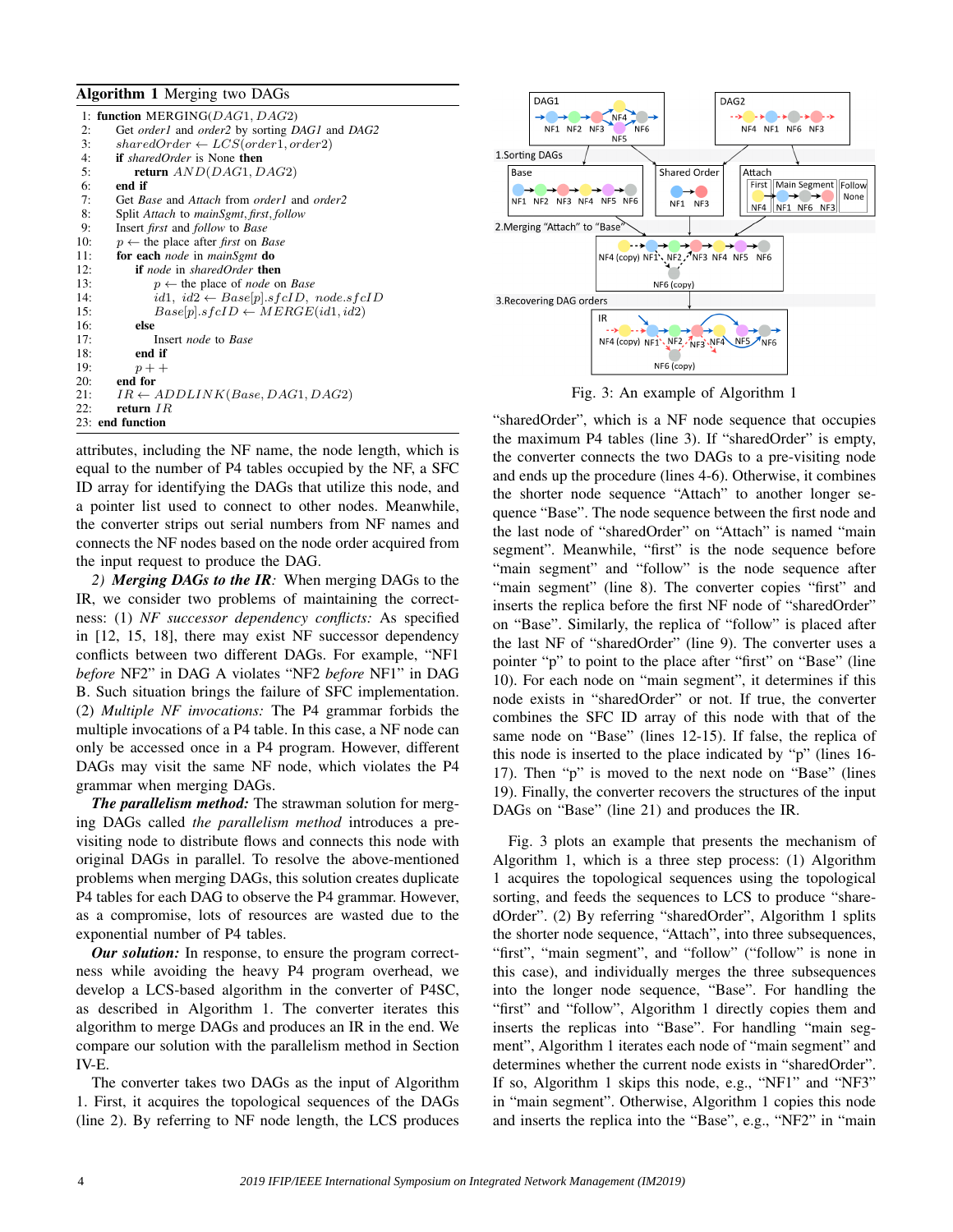**Algorithm 1** Merging two DAGs

```
1:  function MERGING(DAG1, DAG2)
2:      Get order1 and order2 by sorting DAG1 and DAG2
3:      sharedOrder ← LCS(order1, order2)
4:      if sharedOrder is None then
5:          return AND(DAG1, DAG2)
6:      end if
7:      Get Base and Attach from order1 and order2
8:      Split Attach to mainSgmt, first, follow
9:      Insert first and follow to Base
10:     p ← the place after first on Base
11:     for each node in mainSgmt do
12:         if node in sharedOrder then
13:             p ← the place of node on Base
14:             id1, id2 ← Base[p].sfcID, node.sfcID
15:             Base[p].sfcID ← MERGE(id1, id2)
16:         else
17:             Insert node to Base
18:         end if
19:         p++
20:     end for
21:     IR ← ADDLINK(Base, DAG1, DAG2)
22:     return IR
23: end function
```

attributes, including the NF name, the node length, which is equal to the number of P4 tables occupied by the NF, a SFC ID array for identifying the DAGs that utilize this node, and a pointer list used to connect to other nodes. Meanwhile, the converter strips out serial numbers from NF names and connects the NF nodes based on the node order acquired from the input request to produce the DAG.

*2) **Merging DAGs to the IR:*** When merging DAGs to the IR, we consider two problems of maintaining the correctness: (1) *NF successor dependency conflicts:* As specified in [12, 15, 18], there may exist NF successor dependency conflicts between two different DAGs. For example, "NF1 *before* NF2" in DAG A violates "NF2 *before* NF1" in DAG B. Such situation brings the failure of SFC implementation. (2) *Multiple NF invocations:* The P4 grammar forbids the multiple invocations of a P4 table. In this case, a NF node can only be accessed once in a P4 program. However, different DAGs may visit the same NF node, which violates the P4 grammar when merging DAGs.

***The parallelism method:*** The strawman solution for merging DAGs called *the parallelism method* introduces a pre-visiting node to distribute flows and connects this node with original DAGs in parallel. To resolve the above-mentioned problems when merging DAGs, this solution creates duplicate P4 tables for each DAG to observe the P4 grammar. However, as a compromise, lots of resources are wasted due to the exponential number of P4 tables.

***Our solution:*** In response, to ensure the program correctness while avoiding the heavy P4 program overhead, we develop a LCS-based algorithm in the converter of P4SC, as described in Algorithm 1. The converter iterates this algorithm to merge DAGs and produces an IR in the end. We compare our solution with the parallelism method in Section IV-E.

The converter takes two DAGs as the input of Algorithm 1. First, it acquires the topological sequences of the DAGs (line 2). By referring to NF node length, the LCS produces "sharedOrder", which is a NF node sequence that occupies the maximum P4 tables (line 3). If "sharedOrder" is empty, the converter connects the two DAGs to a pre-visiting node and ends up the procedure (lines 4-6). Otherwise, it combines the shorter node sequence "Attach" to another longer sequence "Base". The node sequence between the first node and the last node of "sharedOrder" on "Attach" is named "main segment". Meanwhile, "first" is the node sequence before "main segment" and "follow" is the node sequence after "main segment" (line 8). The converter copies "first" and inserts the replica before the first NF node of "sharedOrder" on "Base". Similarly, the replica of "follow" is placed after the last NF of "sharedOrder" (line 9). The converter uses a pointer "p" to point to the place after "first" on "Base" (line 10). For each node on "main segment", it determines if this node exists in "sharedOrder" or not. If true, the converter combines the SFC ID array of this node with that of the same node on "Base" (lines 12-15). If false, the replica of this node is inserted to the place indicated by "p" (lines 16-17). Then "p" is moved to the next node on "Base" (lines 19). Finally, the converter recovers the structures of the input DAGs on "Base" (line 21) and produces the IR.

Fig. 3: An example of Algorithm 1

Fig. 3 plots an example that presents the mechanism of Algorithm 1, which is a three step process: (1) Algorithm 1 acquires the topological sequences using the topological sorting, and feeds the sequences to LCS to produce "sharedOrder". (2) By referring "sharedOrder", Algorithm 1 splits the shorter node sequence, "Attach", into three subsequences, "first", "main segment", and "follow" ("follow" is none in this case), and individually merges the three subsequences into the longer node sequence, "Base". For handling the "first" and "follow", Algorithm 1 directly copies them and inserts the replicas into "Base". For handling "main segment", Algorithm 1 iterates each node of "main segment" and determines whether the current node exists in "sharedOrder". If so, Algorithm 1 skips this node, e.g., "NF1" and "NF3" in "main segment". Otherwise, Algorithm 1 copies this node and inserts the replica into the "Base", e.g., "NF2" in "main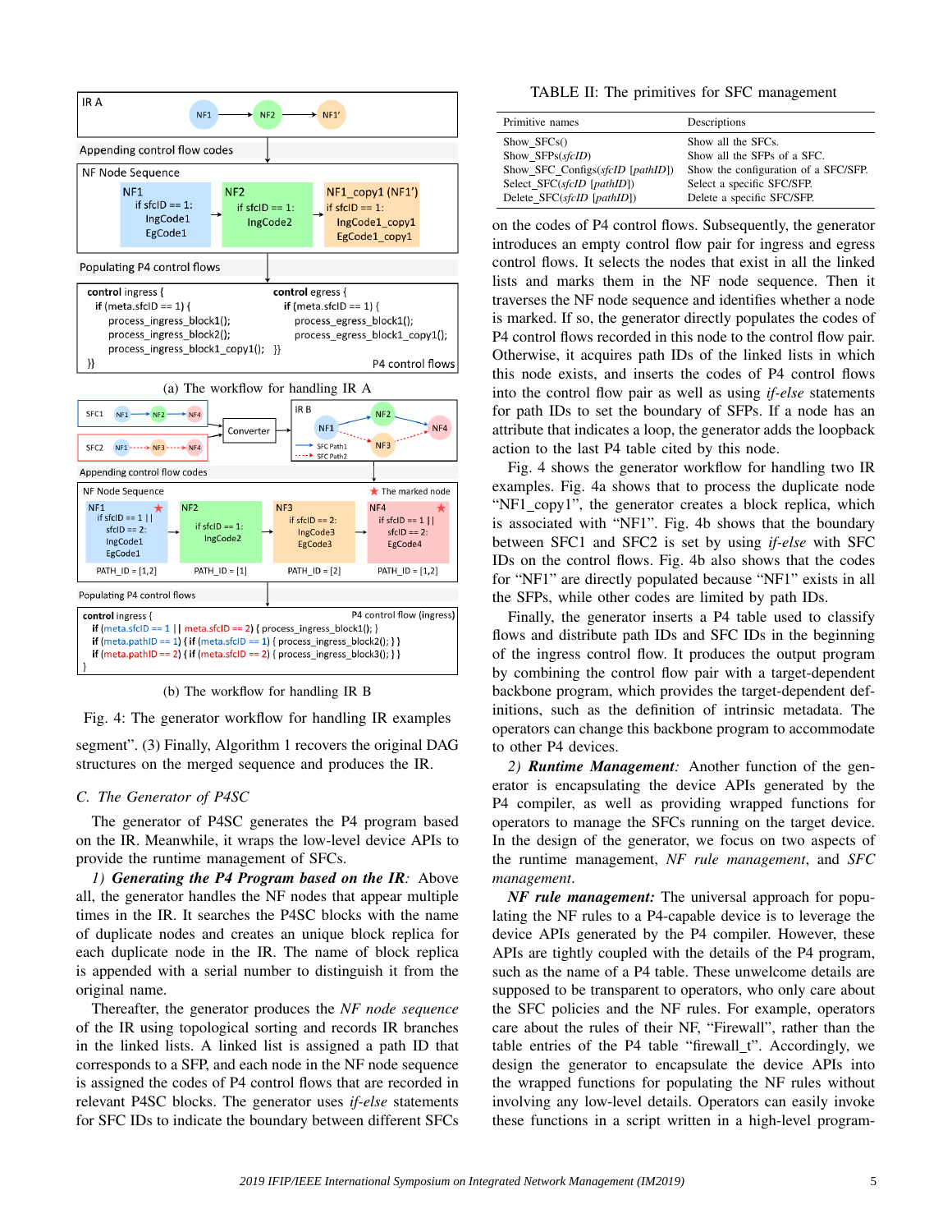(a) The workflow for handling IR A

(b) The workflow for handling IR B

Fig. 4: The generator workflow for handling IR examples

segment". (3) Finally, Algorithm 1 recovers the original DAG structures on the merged sequence and produces the IR.

### C. The Generator of P4SC

The generator of P4SC generates the P4 program based on the IR. Meanwhile, it wraps the low-level device APIs to provide the runtime management of SFCs.

*1) **Generating the P4 Program based on the IR:*** Above all, the generator handles the NF nodes that appear multiple times in the IR. It searches the P4SC blocks with the name of duplicate nodes and creates an unique block replica for each duplicate node in the IR. The name of block replica is appended with a serial number to distinguish it from the original name.

Thereafter, the generator produces the *NF node sequence* of the IR using topological sorting and records IR branches in the linked lists. A linked list is assigned a path ID that corresponds to a SFP, and each node in the NF node sequence is assigned the codes of P4 control flows that are recorded in relevant P4SC blocks. The generator uses *if-else* statements for SFC IDs to indicate the boundary between different SFCs on the codes of P4 control flows. Subsequently, the generator introduces an empty control flow pair for ingress and egress control flows. It selects the nodes that exist in all the linked lists and marks them in the NF node sequence. Then it traverses the NF node sequence and identifies whether a node is marked. If so, the generator directly populates the codes of P4 control flows recorded in this node to the control flow pair. Otherwise, it acquires path IDs of the linked lists in which this node exists, and inserts the codes of P4 control flows into the control flow pair as well as using *if-else* statements for path IDs to set the boundary of SFPs. If a node has an attribute that indicates a loop, the generator adds the loopback action to the last P4 table cited by this node.

Fig. 4 shows the generator workflow for handling two IR examples. Fig. 4a shows that to process the duplicate node "NF1_copy1", the generator creates a block replica, which is associated with "NF1". Fig. 4b shows that the boundary between SFC1 and SFC2 is set by using *if-else* with SFC IDs on the control flows. Fig. 4b also shows that the codes for "NF1" are directly populated because "NF1" exists in all the SFPs, while other codes are limited by path IDs.

Finally, the generator inserts a P4 table used to classify flows and distribute path IDs and SFC IDs in the beginning of the ingress control flow. It produces the output program by combining the control flow pair with a target-dependent backbone program, which provides the target-dependent definitions, such as the definition of intrinsic metadata. The operators can change this backbone program to accommodate to other P4 devices.

*2) **Runtime Management**:* Another function of the generator is encapsulating the device APIs generated by the P4 compiler, as well as providing wrapped functions for operators to manage the SFCs running on the target device. In the design of the generator, we focus on two aspects of the runtime management, *NF rule management*, and *SFC management*.

***NF rule management:*** The universal approach for populating the NF rules to a P4-capable device is to leverage the device APIs generated by the P4 compiler. However, these APIs are tightly coupled with the details of the P4 program, such as the name of a P4 table. These unwelcome details are supposed to be transparent to operators, who only care about the SFC policies and the NF rules. For example, operators care about the rules of their NF, "Firewall", rather than the table entries of the P4 table "firewall_t". Accordingly, we design the generator to encapsulate the device APIs into the wrapped functions for populating the NF rules without involving any low-level details. Operators can easily invoke these functions in a script written in a high-level program-

TABLE II: The primitives for SFC management

| Primitive names | Descriptions |
|---|---|
| Show_SFCs() | Show all the SFCs. |
| Show_SFPs(*sfcID*) | Show all the SFPs of a SFC. |
| Show_SFC_Configs(*sfcID* [*pathID*]) | Show the configuration of a SFC/SFP. |
| Select_SFC(*sfcID* [*pathID*]) | Select a specific SFC/SFP. |
| Delete_SFC(*sfcID* [*pathID*]) | Delete a specific SFC/SFP. |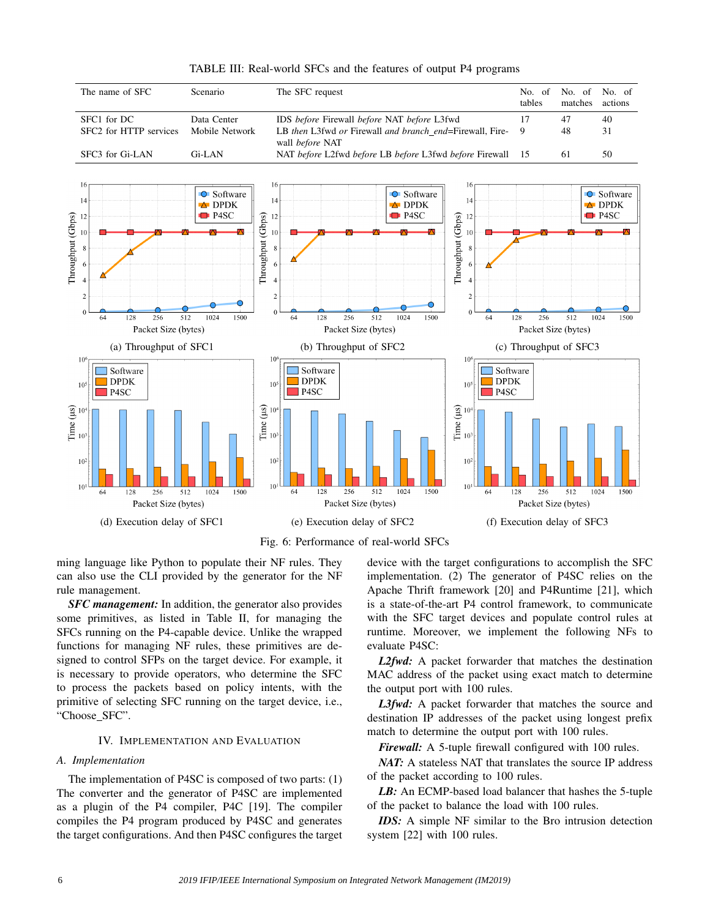TABLE III: Real-world SFCs and the features of output P4 programs

| The name of SFC | Scenario | The SFC request | No. of tables | No. of matches | No. of actions |
|---|---|---|---|---|---|
| SFC1 for DC | Data Center | IDS *before* Firewall *before* NAT *before* L3fwd | 17 | 47 | 40 |
| SFC2 for HTTP services | Mobile Network | LB *then* L3fwd *or* Firewall *and branch_end*=Firewall, Firewall *before* NAT | 9 | 48 | 31 |
| SFC3 for Gi-LAN | Gi-LAN | NAT *before* L2fwd *before* LB *before* L3fwd *before* Firewall | 15 | 61 | 50 |

(a) Throughput of SFC1

(b) Throughput of SFC2

(c) Throughput of SFC3

(d) Execution delay of SFC1

(e) Execution delay of SFC2

(f) Execution delay of SFC3

Fig. 6: Performance of real-world SFCs

ming language like Python to populate their NF rules. They can also use the CLI provided by the generator for the NF rule management.

***SFC management:*** In addition, the generator also provides some primitives, as listed in Table II, for managing the SFCs running on the P4-capable device. Unlike the wrapped functions for managing NF rules, these primitives are designed to control SFPs on the target device. For example, it is necessary to provide operators, who determine the SFC to process the packets based on policy intents, with the primitive of selecting SFC running on the target device, i.e., "Choose_SFC".

## IV. Implementation and Evaluation

### A. Implementation

The implementation of P4SC is composed of two parts: (1) The converter and the generator of P4SC are implemented as a plugin of the P4 compiler, P4C [19]. The compiler compiles the P4 program produced by P4SC and generates the target configurations. And then P4SC configures the target device with the target configurations to accomplish the SFC implementation. (2) The generator of P4SC relies on the Apache Thrift framework [20] and P4Runtime [21], which is a state-of-the-art P4 control framework, to communicate with the SFC target devices and populate control rules at runtime. Moreover, we implement the following NFs to evaluate P4SC:

***L2fwd:*** A packet forwarder that matches the destination MAC address of the packet using exact match to determine the output port with 100 rules.

***L3fwd:*** A packet forwarder that matches the source and destination IP addresses of the packet using longest prefix match to determine the output port with 100 rules.

***Firewall:*** A 5-tuple firewall configured with 100 rules.

***NAT:*** A stateless NAT that translates the source IP address of the packet according to 100 rules.

***LB:*** An ECMP-based load balancer that hashes the 5-tuple of the packet to balance the load with 100 rules.

***IDS:*** A simple NF similar to the Bro intrusion detection system [22] with 100 rules.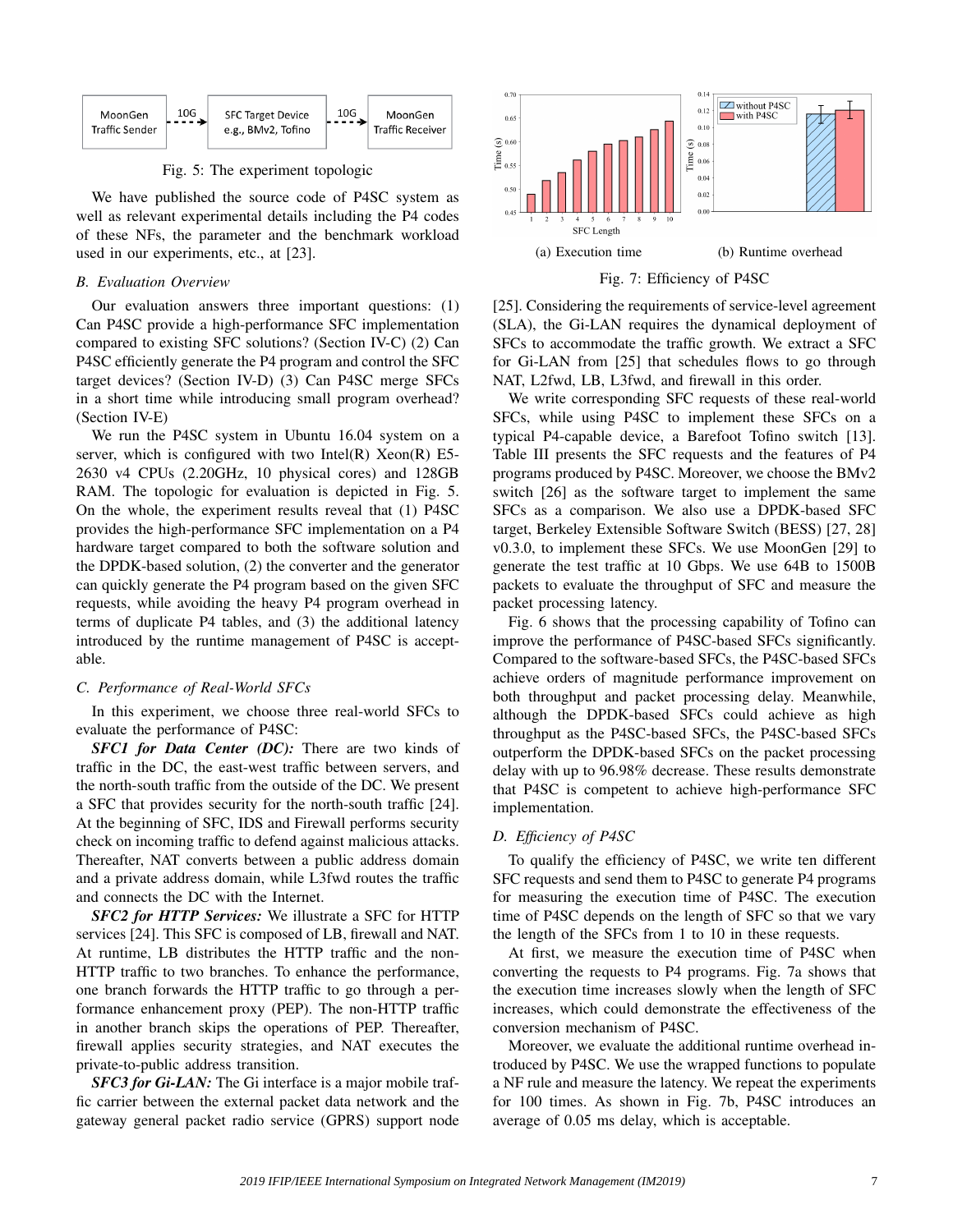Fig. 5: The experiment topologic

We have published the source code of P4SC system as well as relevant experimental details including the P4 codes of these NFs, the parameter and the benchmark workload used in our experiments, etc., at [23].

### B. Evaluation Overview

Our evaluation answers three important questions: (1) Can P4SC provide a high-performance SFC implementation compared to existing SFC solutions? (Section IV-C) (2) Can P4SC efficiently generate the P4 program and control the SFC target devices? (Section IV-D) (3) Can P4SC merge SFCs in a short time while introducing small program overhead? (Section IV-E)

We run the P4SC system in Ubuntu 16.04 system on a server, which is configured with two Intel(R) Xeon(R) E5-2630 v4 CPUs (2.20GHz, 10 physical cores) and 128GB RAM. The topologic for evaluation is depicted in Fig. 5. On the whole, the experiment results reveal that (1) P4SC provides the high-performance SFC implementation on a P4 hardware target compared to both the software solution and the DPDK-based solution, (2) the converter and the generator can quickly generate the P4 program based on the given SFC requests, while avoiding the heavy P4 program overhead in terms of duplicate P4 tables, and (3) the additional latency introduced by the runtime management of P4SC is acceptable.

### C. Performance of Real-World SFCs

In this experiment, we choose three real-world SFCs to evaluate the performance of P4SC:

***SFC1 for Data Center (DC):*** There are two kinds of traffic in the DC, the east-west traffic between servers, and the north-south traffic from the outside of the DC. We present a SFC that provides security for the north-south traffic [24]. At the beginning of SFC, IDS and Firewall performs security check on incoming traffic to defend against malicious attacks. Thereafter, NAT converts between a public address domain and a private address domain, while L3fwd routes the traffic and connects the DC with the Internet.

***SFC2 for HTTP Services:*** We illustrate a SFC for HTTP services [24]. This SFC is composed of LB, firewall and NAT. At runtime, LB distributes the HTTP traffic and the non-HTTP traffic to two branches. To enhance the performance, one branch forwards the HTTP traffic to go through a performance enhancement proxy (PEP). The non-HTTP traffic in another branch skips the operations of PEP. Thereafter, firewall applies security strategies, and NAT executes the private-to-public address transition.

***SFC3 for Gi-LAN:*** The Gi interface is a major mobile traffic carrier between the external packet data network and the gateway general packet radio service (GPRS) support node [25]. Considering the requirements of service-level agreement (SLA), the Gi-LAN requires the dynamical deployment of SFCs to accommodate the traffic growth. We extract a SFC for Gi-LAN from [25] that schedules flows to go through NAT, L2fwd, LB, L3fwd, and firewall in this order.

We write corresponding SFC requests of these real-world SFCs, while using P4SC to implement these SFCs on a typical P4-capable device, a Barefoot Tofino switch [13]. Table III presents the SFC requests and the features of P4 programs produced by P4SC. Moreover, we choose the BMv2 switch [26] as the software target to implement the same SFCs as a comparison. We also use a DPDK-based SFC target, Berkeley Extensible Software Switch (BESS) [27, 28] v0.3.0, to implement these SFCs. We use MoonGen [29] to generate the test traffic at 10 Gbps. We use 64B to 1500B packets to evaluate the throughput of SFC and measure the packet processing latency.

Fig. 6 shows that the processing capability of Tofino can improve the performance of P4SC-based SFCs significantly. Compared to the software-based SFCs, the P4SC-based SFCs achieve orders of magnitude performance improvement on both throughput and packet processing delay. Meanwhile, although the DPDK-based SFCs could achieve as high throughput as the P4SC-based SFCs, the P4SC-based SFCs outperform the DPDK-based SFCs on the packet processing delay with up to 96.98% decrease. These results demonstrate that P4SC is competent to achieve high-performance SFC implementation.

(a) Execution time (b) Runtime overhead

Fig. 7: Efficiency of P4SC

### D. Efficiency of P4SC

To qualify the efficiency of P4SC, we write ten different SFC requests and send them to P4SC to generate P4 programs for measuring the execution time of P4SC. The execution time of P4SC depends on the length of SFC so that we vary the length of the SFCs from 1 to 10 in these requests.

At first, we measure the execution time of P4SC when converting the requests to P4 programs. Fig. 7a shows that the execution time increases slowly when the length of SFC increases, which could demonstrate the effectiveness of the conversion mechanism of P4SC.

Moreover, we evaluate the additional runtime overhead introduced by P4SC. We use the wrapped functions to populate a NF rule and measure the latency. We repeat the experiments for 100 times. As shown in Fig. 7b, P4SC introduces an average of 0.05 ms delay, which is acceptable.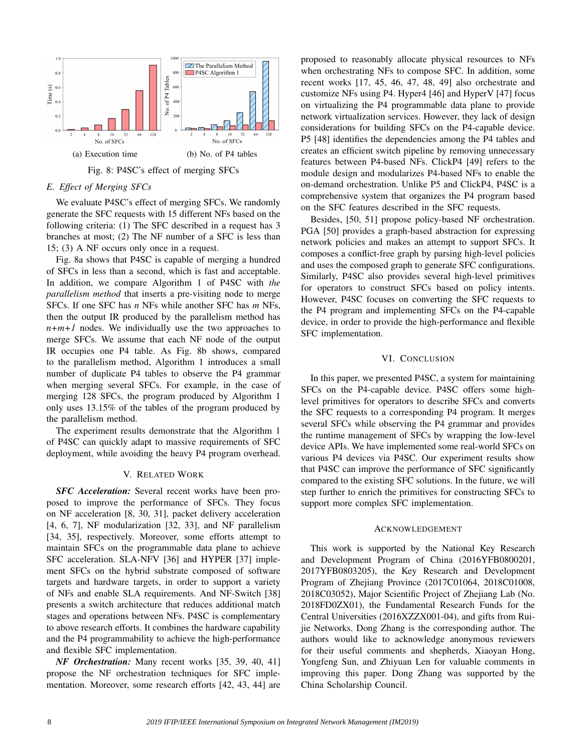(a) Execution time (b) No. of P4 tables

Fig. 8: P4SC's effect of merging SFCs

### *E. Effect of Merging SFCs*

We evaluate P4SC's effect of merging SFCs. We randomly generate the SFC requests with 15 different NFs based on the following criteria: (1) The SFC described in a request has 3 branches at most; (2) The NF number of a SFC is less than 15; (3) A NF occurs only once in a request.

Fig. 8a shows that P4SC is capable of merging a hundred of SFCs in less than a second, which is fast and acceptable. In addition, we compare Algorithm 1 of P4SC with *the parallelism method* that inserts a pre-visiting node to merge SFCs. If one SFC has $n$ NFs while another SFC has $m$ NFs, then the output IR produced by the parallelism method has $n+m+1$ nodes. We individually use the two approaches to merge SFCs. We assume that each NF node of the output IR occupies one P4 table. As Fig. 8b shows, compared to the parallelism method, Algorithm 1 introduces a small number of duplicate P4 tables to observe the P4 grammar when merging several SFCs. For example, in the case of merging 128 SFCs, the program produced by Algorithm 1 only uses 13.15% of the tables of the program produced by the parallelism method.

The experiment results demonstrate that the Algorithm 1 of P4SC can quickly adapt to massive requirements of SFC deployment, while avoiding the heavy P4 program overhead.

## V. Related Work

***SFC Acceleration:*** Several recent works have been proposed to improve the performance of SFCs. They focus on NF acceleration [8, 30, 31], packet delivery acceleration [4, 6, 7], NF modularization [32, 33], and NF parallelism [34, 35], respectively. Moreover, some efforts attempt to maintain SFCs on the programmable data plane to achieve SFC acceleration. SLA-NFV [36] and HYPER [37] implement SFCs on the hybrid substrate composed of software targets and hardware targets, in order to support a variety of NFs and enable SLA requirements. And NF-Switch [38] presents a switch architecture that reduces additional match stages and operations between NFs. P4SC is complementary to above research efforts. It combines the hardware capability and the P4 programmability to achieve the high-performance and flexible SFC implementation.

***NF Orchestration:*** Many recent works [35, 39, 40, 41] propose the NF orchestration techniques for SFC implementation. Moreover, some research efforts [42, 43, 44] are proposed to reasonably allocate physical resources to NFs when orchestrating NFs to compose SFC. In addition, some recent works [17, 45, 46, 47, 48, 49] also orchestrate and customize NFs using P4. Hyper4 [46] and HyperV [47] focus on virtualizing the P4 programmable data plane to provide network virtualization services. However, they lack of design considerations for building SFCs on the P4-capable device. P5 [48] identifies the dependencies among the P4 tables and creates an efficient switch pipeline by removing unnecessary features between P4-based NFs. ClickP4 [49] refers to the module design and modularizes P4-based NFs to enable the on-demand orchestration. Unlike P5 and ClickP4, P4SC is a comprehensive system that organizes the P4 program based on the SFC features described in the SFC requests.

Besides, [50, 51] propose policy-based NF orchestration. PGA [50] provides a graph-based abstraction for expressing network policies and makes an attempt to support SFCs. It composes a conflict-free graph by parsing high-level policies and uses the composed graph to generate SFC configurations. Similarly, P4SC also provides several high-level primitives for operators to construct SFCs based on policy intents. However, P4SC focuses on converting the SFC requests to the P4 program and implementing SFCs on the P4-capable device, in order to provide the high-performance and flexible SFC implementation.

## VI. Conclusion

In this paper, we presented P4SC, a system for maintaining SFCs on the P4-capable device. P4SC offers some high-level primitives for operators to describe SFCs and converts the SFC requests to a corresponding P4 program. It merges several SFCs while observing the P4 grammar and provides the runtime management of SFCs by wrapping the low-level device APIs. We have implemented some real-world SFCs on various P4 devices via P4SC. Our experiment results show that P4SC can improve the performance of SFC significantly compared to the existing SFC solutions. In the future, we will step further to enrich the primitives for constructing SFCs to support more complex SFC implementation.

## Acknowledgement

This work is supported by the National Key Research and Development Program of China (2016YFB0800201, 2017YFB0803205), the Key Research and Development Program of Zhejiang Province (2017C01064, 2018C01008, 2018C03052), Major Scientific Project of Zhejiang Lab (No. 2018FD0ZX01), the Fundamental Research Funds for the Central Universities (2016XZZX001-04), and gifts from Ruijie Networks. Dong Zhang is the corresponding author. The authors would like to acknowledge anonymous reviewers for their useful comments and shepherds, Xiaoyan Hong, Yongfeng Sun, and Zhiyuan Len for valuable comments in improving this paper. Dong Zhang was supported by the China Scholarship Council.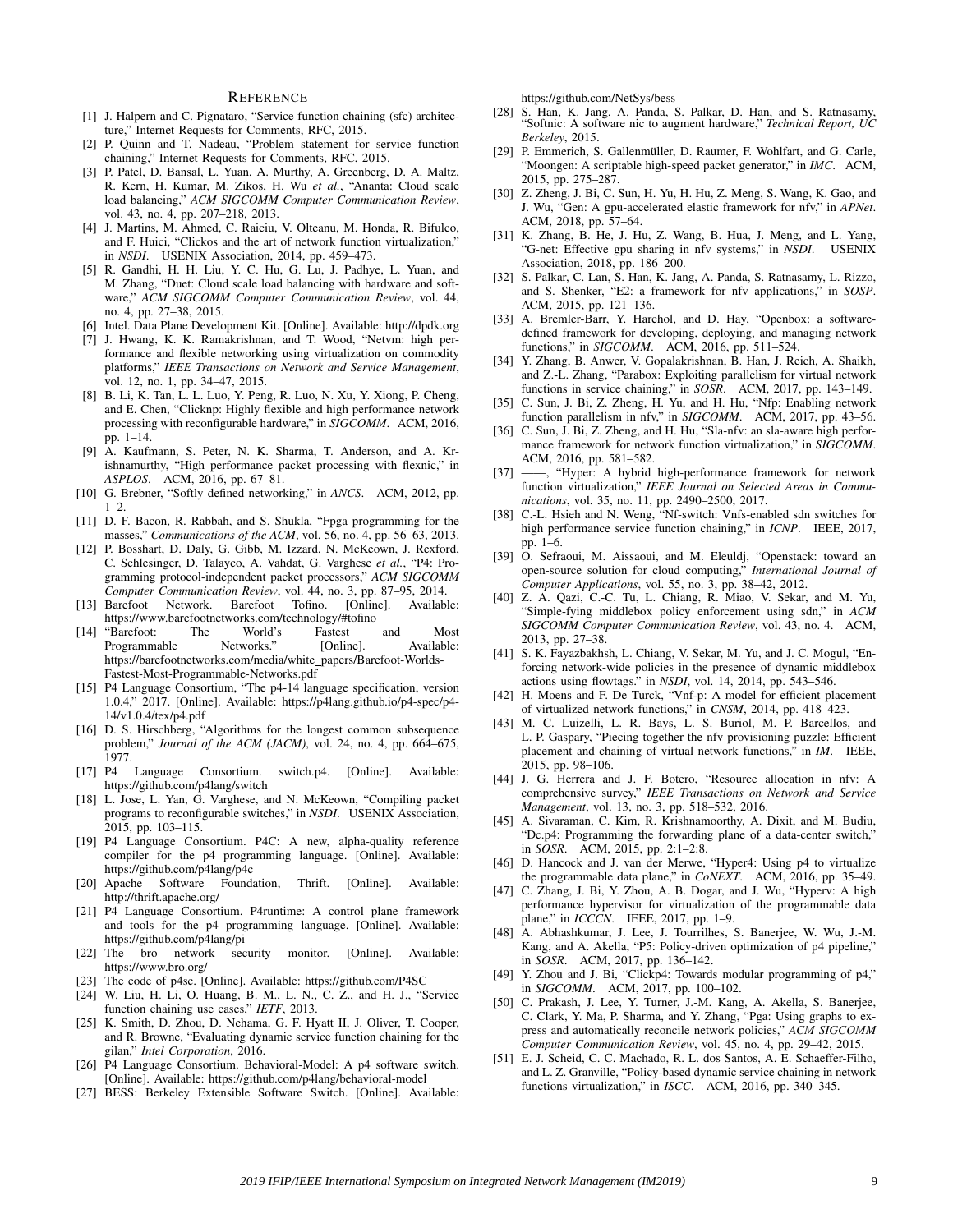## REFERENCE

[1] J. Halpern and C. Pignataro, "Service function chaining (sfc) architecture," Internet Requests for Comments, RFC, 2015.

[2] P. Quinn and T. Nadeau, "Problem statement for service function chaining," Internet Requests for Comments, RFC, 2015.

[3] P. Patel, D. Bansal, L. Yuan, A. Murthy, A. Greenberg, D. A. Maltz, R. Kern, H. Kumar, M. Zikos, H. Wu *et al.*, "Ananta: Cloud scale load balancing," *ACM SIGCOMM Computer Communication Review*, vol. 43, no. 4, pp. 207–218, 2013.

[4] J. Martins, M. Ahmed, C. Raiciu, V. Olteanu, M. Honda, R. Bifulco, and F. Huici, "Clickos and the art of network function virtualization," in *NSDI*. USENIX Association, 2014, pp. 459–473.

[5] R. Gandhi, H. H. Liu, Y. C. Hu, G. Lu, J. Padhye, L. Yuan, and M. Zhang, "Duet: Cloud scale load balancing with hardware and software," *ACM SIGCOMM Computer Communication Review*, vol. 44, no. 4, pp. 27–38, 2015.

[6] Intel. Data Plane Development Kit. [Online]. Available: http://dpdk.org

[7] J. Hwang, K. K. Ramakrishnan, and T. Wood, "Netvm: high performance and flexible networking using virtualization on commodity platforms," *IEEE Transactions on Network and Service Management*, vol. 12, no. 1, pp. 34–47, 2015.

[8] B. Li, K. Tan, L. L. Luo, Y. Peng, R. Luo, N. Xu, Y. Xiong, P. Cheng, and E. Chen, "Clicknp: Highly flexible and high performance network processing with reconfigurable hardware," in *SIGCOMM*. ACM, 2016, pp. 1–14.

[9] A. Kaufmann, S. Peter, N. K. Sharma, T. Anderson, and A. Krishnamurthy, "High performance packet processing with flexnic," in *ASPLOS*. ACM, 2016, pp. 67–81.

[10] G. Brebner, "Softly defined networking," in *ANCS*. ACM, 2012, pp. 1–2.

[11] D. F. Bacon, R. Rabbah, and S. Shukla, "Fpga programming for the masses," *Communications of the ACM*, vol. 56, no. 4, pp. 56–63, 2013.

[12] P. Bosshart, D. Daly, G. Gibb, M. Izzard, N. McKeown, J. Rexford, C. Schlesinger, D. Talayco, A. Vahdat, G. Varghese *et al.*, "P4: Programming protocol-independent packet processors," *ACM SIGCOMM Computer Communication Review*, vol. 44, no. 3, pp. 87–95, 2014.

[13] Barefoot Network. Barefoot Tofino. [Online]. Available: https://www.barefootnetworks.com/technology/#tofino

[14] "Barefoot: The World's Fastest and Most Programmable Networks." [Online]. Available: https://barefootnetworks.com/media/white_papers/Barefoot-Worlds-Fastest-Most-Programmable-Networks.pdf

[15] P4 Language Consortium, "The p4-14 language specification, version 1.0.4," 2017. [Online]. Available: https://p4lang.github.io/p4-spec/p4-14/v1.0.4/tex/p4.pdf

[16] D. S. Hirschberg, "Algorithms for the longest common subsequence problem," *Journal of the ACM (JACM)*, vol. 24, no. 4, pp. 664–675, 1977.

[17] P4 Language Consortium. switch.p4. [Online]. Available: https://github.com/p4lang/switch

[18] L. Jose, L. Yan, G. Varghese, and N. McKeown, "Compiling packet programs to reconfigurable switches," in *NSDI*. USENIX Association, 2015, pp. 103–115.

[19] P4 Language Consortium. P4C: A new, alpha-quality reference compiler for the p4 programming language. [Online]. Available: https://github.com/p4lang/p4c

[20] Apache Software Foundation, Thrift. [Online]. Available: http://thrift.apache.org/

[21] P4 Language Consortium. P4runtime: A control plane framework and tools for the p4 programming language. [Online]. Available: https://github.com/p4lang/pi

[22] The bro network security monitor. [Online]. Available: https://www.bro.org/

[23] The code of p4sc. [Online]. Available: https://github.com/P4SC

[24] W. Liu, H. Li, O. Huang, B. M., L. N., C. Z., and H. J., "Service function chaining use cases," *IETF*, 2013.

[25] K. Smith, D. Zhou, D. Nehama, G. F. Hyatt II, J. Oliver, T. Cooper, and R. Browne, "Evaluating dynamic service function chaining for the gilan," *Intel Corporation*, 2016.

[26] P4 Language Consortium. Behavioral-Model: A p4 software switch. [Online]. Available: https://github.com/p4lang/behavioral-model

[27] BESS: Berkeley Extensible Software Switch. [Online]. Available: https://github.com/NetSys/bess

[28] S. Han, K. Jang, A. Panda, S. Palkar, D. Han, and S. Ratnasamy, "Softnic: A software nic to augment hardware," *Technical Report, UC Berkeley*, 2015.

[29] P. Emmerich, S. Gallenmüller, D. Raumer, F. Wohlfart, and G. Carle, "Moongen: A scriptable high-speed packet generator," in *IMC*. ACM, 2015, pp. 275–287.

[30] Z. Zheng, J. Bi, C. Sun, H. Yu, H. Hu, Z. Meng, S. Wang, K. Gao, and J. Wu, "Gen: A gpu-accelerated elastic framework for nfv," in *APNet*. ACM, 2018, pp. 57–64.

[31] K. Zhang, B. He, J. Hu, Z. Wang, B. Hua, J. Meng, and L. Yang, "G-net: Effective gpu sharing in nfv systems," in *NSDI*. USENIX Association, 2018, pp. 186–200.

[32] S. Palkar, C. Lan, S. Han, K. Jang, A. Panda, S. Ratnasamy, L. Rizzo, and S. Shenker, "E2: a framework for nfv applications," in *SOSP*. ACM, 2015, pp. 121–136.

[33] A. Bremler-Barr, Y. Harchol, and D. Hay, "Openbox: a software-defined framework for developing, deploying, and managing network functions," in *SIGCOMM*. ACM, 2016, pp. 511–524.

[34] Y. Zhang, B. Anwer, V. Gopalakrishnan, B. Han, J. Reich, A. Shaikh, and Z.-L. Zhang, "Parabox: Exploiting parallelism for virtual network functions in service chaining," in *SOSR*. ACM, 2017, pp. 143–149.

[35] C. Sun, J. Bi, Z. Zheng, H. Yu, and H. Hu, "Nfp: Enabling network function parallelism in nfv," in *SIGCOMM*. ACM, 2017, pp. 43–56.

[36] C. Sun, J. Bi, Z. Zheng, and H. Hu, "Sla-nfv: an sla-aware high performance framework for network function virtualization," in *SIGCOMM*. ACM, 2016, pp. 581–582.

[37] ——, "Hyper: A hybrid high-performance framework for network function virtualization," *IEEE Journal on Selected Areas in Communications*, vol. 35, no. 11, pp. 2490–2500, 2017.

[38] C.-L. Hsieh and N. Weng, "Nf-switch: Vnfs-enabled sdn switches for high performance service function chaining," in *ICNP*. IEEE, 2017, pp. 1–6.

[39] O. Sefraoui, M. Aissaoui, and M. Eleuldj, "Openstack: toward an open-source solution for cloud computing," *International Journal of Computer Applications*, vol. 55, no. 3, pp. 38–42, 2012.

[40] Z. A. Qazi, C.-C. Tu, L. Chiang, R. Miao, V. Sekar, and M. Yu, "Simple-fying middlebox policy enforcement using sdn," in *ACM SIGCOMM Computer Communication Review*, vol. 43, no. 4. ACM, 2013, pp. 27–38.

[41] S. K. Fayazbakhsh, L. Chiang, V. Sekar, M. Yu, and J. C. Mogul, "Enforcing network-wide policies in the presence of dynamic middlebox actions using flowtags." in *NSDI*, vol. 14, 2014, pp. 543–546.

[42] H. Moens and F. De Turck, "Vnf-p: A model for efficient placement of virtualized network functions," in *CNSM*, 2014, pp. 418–423.

[43] M. C. Luizelli, L. R. Bays, L. S. Buriol, M. P. Barcellos, and L. P. Gaspary, "Piecing together the nfv provisioning puzzle: Efficient placement and chaining of virtual network functions," in *IM*. IEEE, 2015, pp. 98–106.

[44] J. G. Herrera and J. F. Botero, "Resource allocation in nfv: A comprehensive survey," *IEEE Transactions on Network and Service Management*, vol. 13, no. 3, pp. 518–532, 2016.

[45] A. Sivaraman, C. Kim, R. Krishnamoorthy, A. Dixit, and M. Budiu, "Dc.p4: Programming the forwarding plane of a data-center switch," in *SOSR*. ACM, 2015, pp. 2:1–2:8.

[46] D. Hancock and J. van der Merwe, "Hyper4: Using p4 to virtualize the programmable data plane," in *CoNEXT*. ACM, 2016, pp. 35–49.

[47] C. Zhang, J. Bi, Y. Zhou, A. B. Dogar, and J. Wu, "Hyperv: A high performance hypervisor for virtualization of the programmable data plane," in *ICCCN*. IEEE, 2017, pp. 1–9.

[48] A. Abhashkumar, J. Lee, J. Tourrilhes, S. Banerjee, W. Wu, J.-M. Kang, and A. Akella, "P5: Policy-driven optimization of p4 pipeline," in *SOSR*. ACM, 2017, pp. 136–142.

[49] Y. Zhou and J. Bi, "Clickp4: Towards modular programming of p4," in *SIGCOMM*. ACM, 2017, pp. 100–102.

[50] C. Prakash, J. Lee, Y. Turner, J.-M. Kang, A. Akella, S. Banerjee, C. Clark, Y. Ma, P. Sharma, and Y. Zhang, "Pga: Using graphs to express and automatically reconcile network policies," *ACM SIGCOMM Computer Communication Review*, vol. 45, no. 4, pp. 29–42, 2015.

[51] E. J. Scheid, C. C. Machado, R. L. dos Santos, A. E. Schaeffer-Filho, and L. Z. Granville, "Policy-based dynamic service chaining in network functions virtualization," in *ISCC*. ACM, 2016, pp. 340–345.